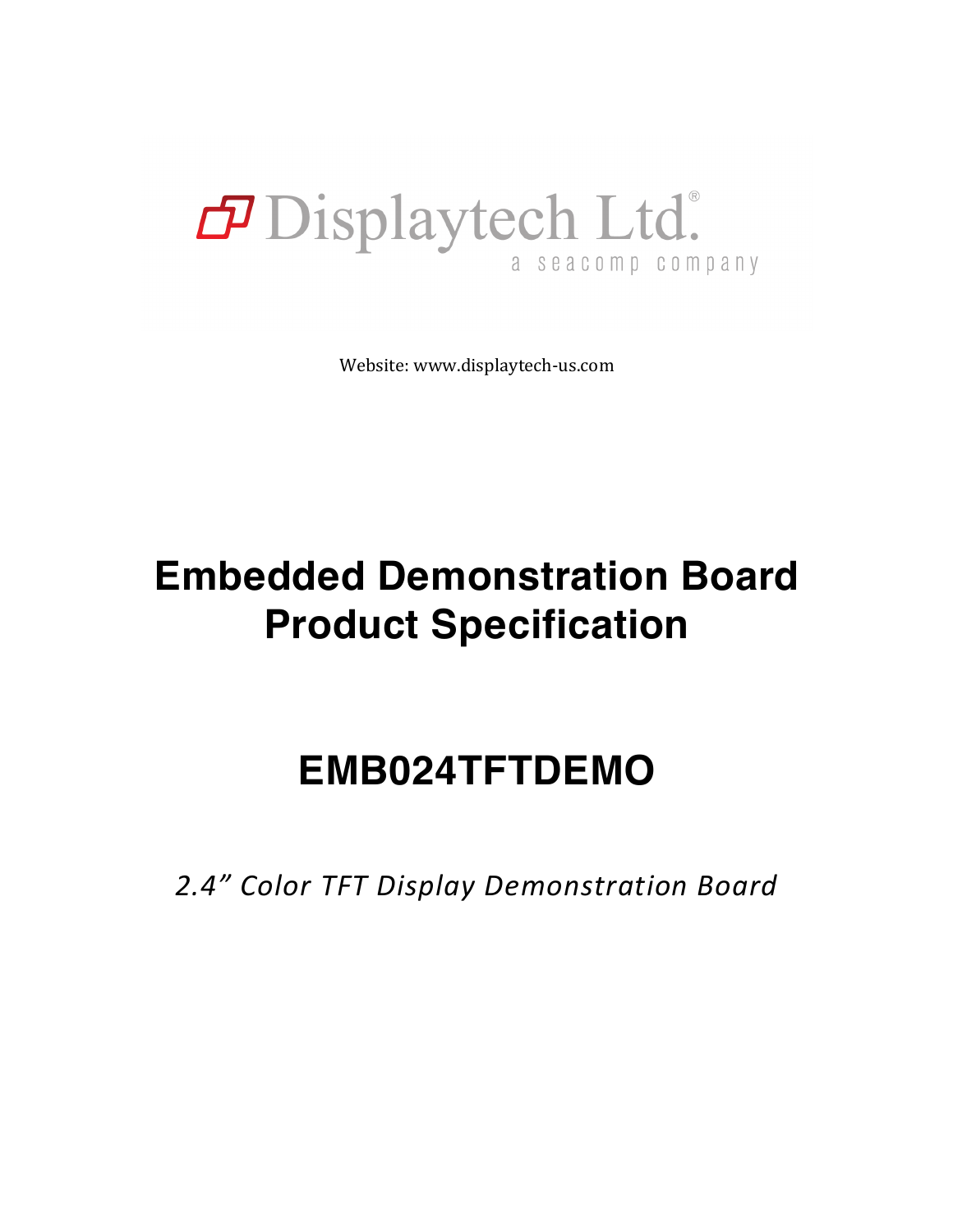Displaytech Ltd.®

a seacomp company

Website: www.displaytech-us.com

# Embedded Demonstration Board Product Specification

# EMB024TFTDEMO

*2.4" Color TFT Display Demonstration Board*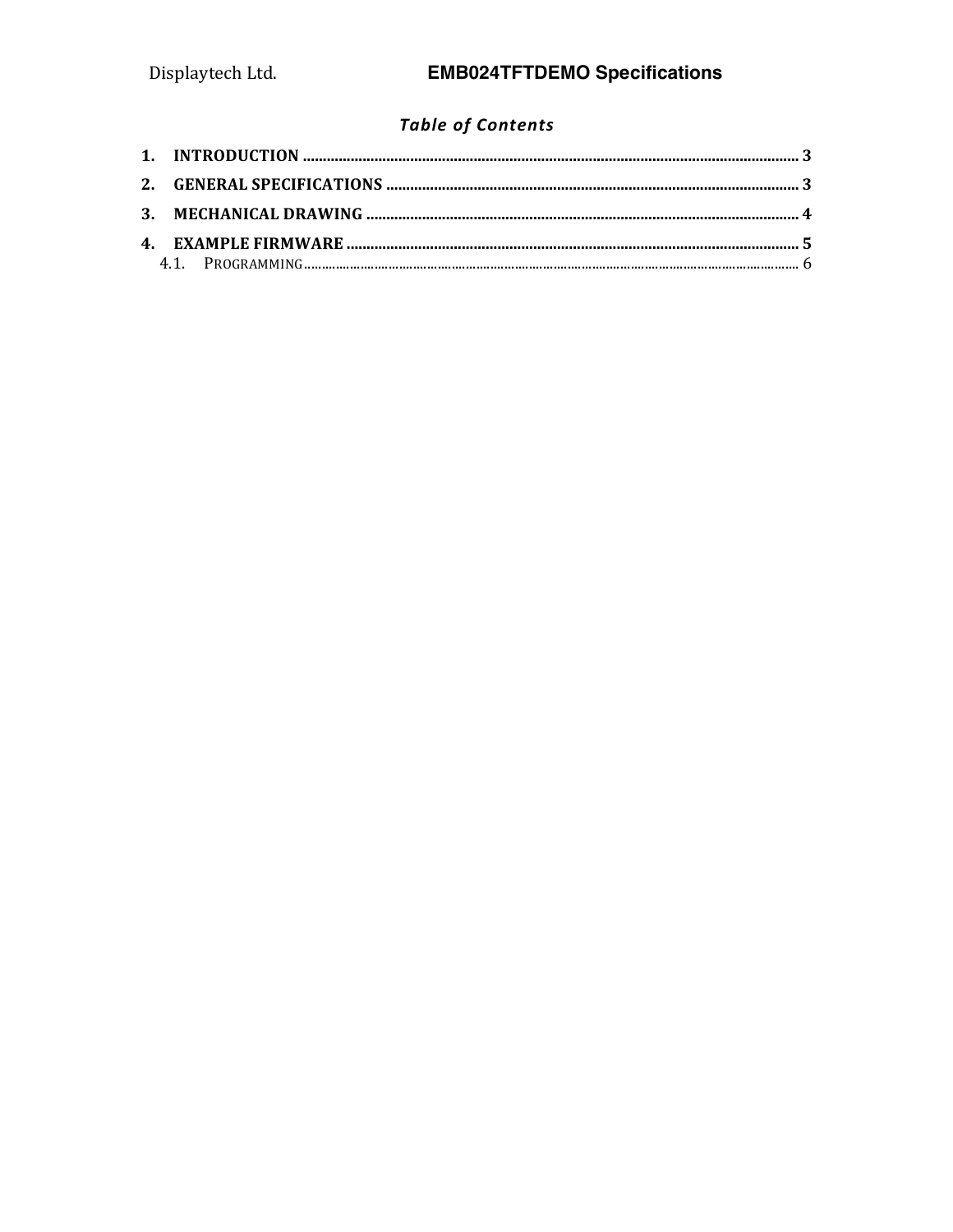## *Table of Contents*

**1. INTRODUCTION ........................................................................ 3**

**2. GENERAL SPECIFICATIONS ........................................................................ 3**

**3. MECHANICAL DRAWING ........................................................................ 4**

**4. EXAMPLE FIRMWARE ........................................................................ 5**

4.1. PROGRAMMING ........................................................................ 6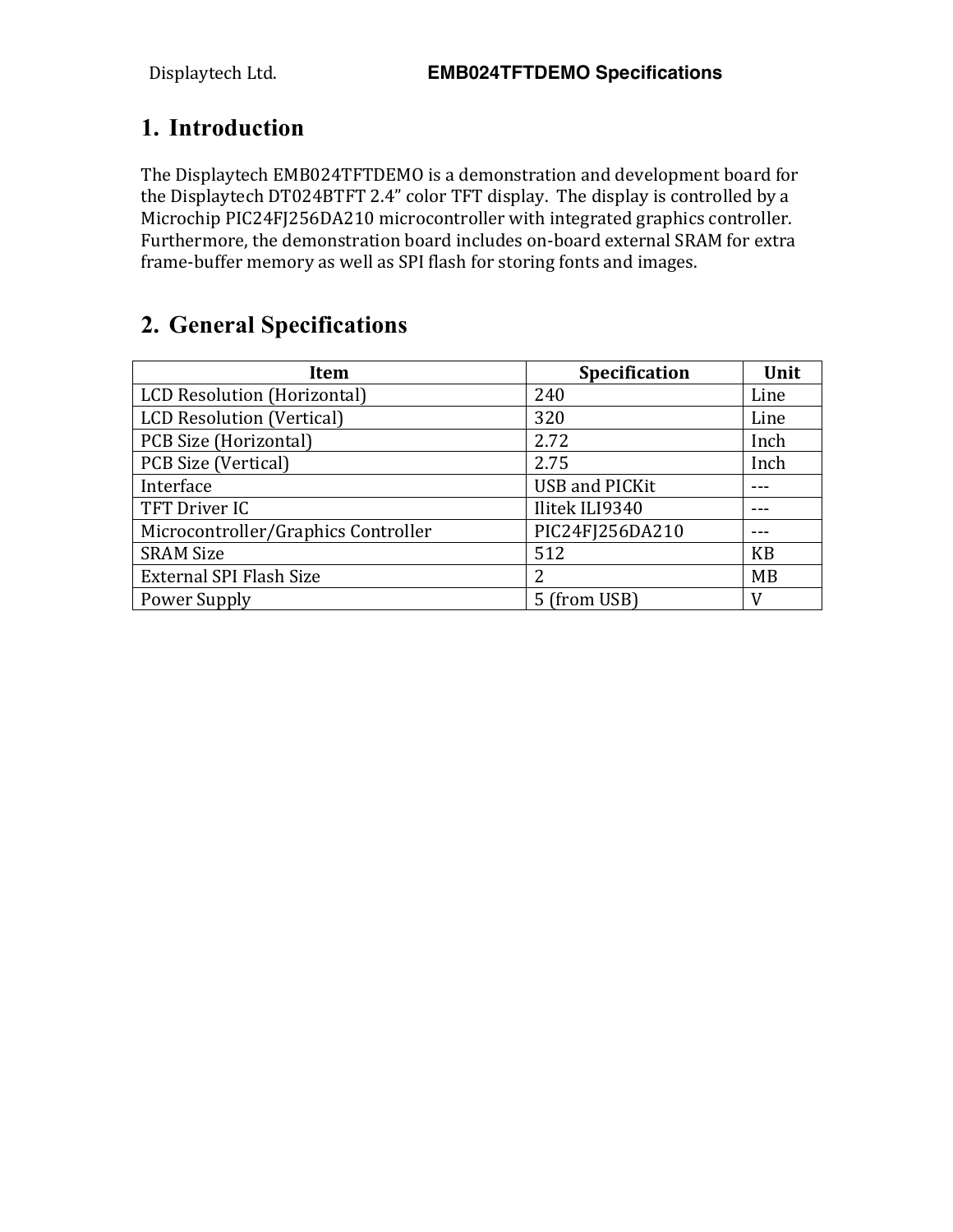## 1. Introduction

The Displaytech EMB024TFTDEMO is a demonstration and development board for the Displaytech DT024BTFT 2.4" color TFT display. The display is controlled by a Microchip PIC24FJ256DA210 microcontroller with integrated graphics controller. Furthermore, the demonstration board includes on-board external SRAM for extra frame-buffer memory as well as SPI flash for storing fonts and images.

## 2. General Specifications

| Item | Specification | Unit |
|---|---|---|
| LCD Resolution (Horizontal) | 240 | Line |
| LCD Resolution (Vertical) | 320 | Line |
| PCB Size (Horizontal) | 2.72 | Inch |
| PCB Size (Vertical) | 2.75 | Inch |
| Interface | USB and PICKit | --- |
| TFT Driver IC | Ilitek ILI9340 | --- |
| Microcontroller/Graphics Controller | PIC24FJ256DA210 | --- |
| SRAM Size | 512 | KB |
| External SPI Flash Size | 2 | MB |
| Power Supply | 5 (from USB) | V |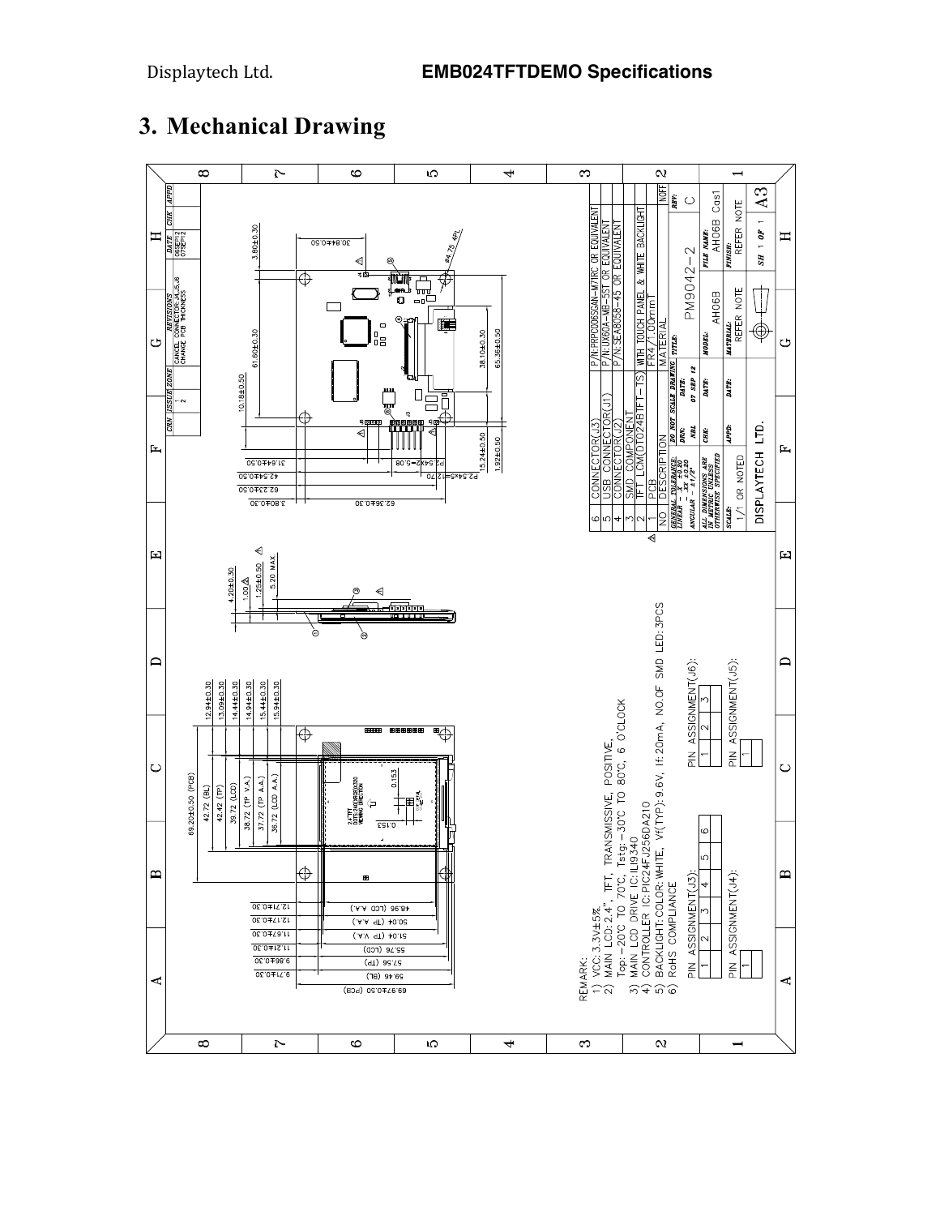## 3. Mechanical Drawing

REMARK:
1) VCC: 3.3V±5%.
2) MAIN LCD: 2.4", TFT, TRANSMISSIVE, POSITIVE,
   Top: -20℃ TO 70℃, Tstg: -30℃ TO 80℃, 6 O'CLOCK
3) MAIN LCD DRIVE IC: ILI9340
4) CONTROLLER IC: PIC24FJ256DA210
5) BACKLIGHT: COLOR: WHITE, Vf(TYP): 9.6V, If: 20mA, NO.OF SMD LED: 3PCS
6) RoHS COMPLIANCE

PIN ASSIGNMENT(J3):

| 1 | 2 | 3 | 4 | 5 | 6 |
|---|---|---|---|---|---|

PIN ASSIGNMENT(J6):

| 1 | 2 | 3 |
|---|---|---|

PIN ASSIGNMENT(J4):

| 1 |
|---|

PIN ASSIGNMENT(J5):

| 1 |
|---|

| NO | DESCRIPTION | MATERIAL |
|---|---|---|
| 6 | CONNECTOR(J3) | P/N:PRPC006SGAN-M71RC OR EQUIVALENT |
| 5 | USB CONNECTOR(J1) | P/N:UX60A-MB-5ST OR EQUIVALENT |
| 4 | CONNECTOR(J2) | P/N:SEA8058-45 OR EQUIVALENT |
| 3 | SMD COMPONENT | |
| 2 | TFT LCM(DT024BTFT-TS) | WITH TOUCH PANEL & WHITE BACKLIGHT |
| 1 | PCB | FR4/1.00mmT |

| CRN | ISSUE | ZONE | REVISIONS | DATE | CHK | APPD |
|---|---|---|---|---|---|---|
| | 1 | | CANCEL CONNECTOR J4,J5,J6 | 06SEP12 | | |
| | 2 | | CHANGE PCB THICKNESS | 07SEP12 | | |

GENERAL TOLERANCE: LINEAR .X ±0.30, .XX ±0.20; ANGULAR ±1/2°
ALL DIMENSIONS ARE IN METRIC UNLESS OTHERWISE SPECIFIED
DO NOT SCALE DRAWING
TITLE: PM9042-2 — REV: C
DRN: NBL — DATE: 07 SEP 12
MODEL: AH06B — FILE NAME: AH06B Cas1
MATERIAL: REFER NOTE — FINISH: REFER NOTE
SCALE: 1/1 OR NOTED — SH 1 OF 1 — A3
DISPLAYTECH LTD.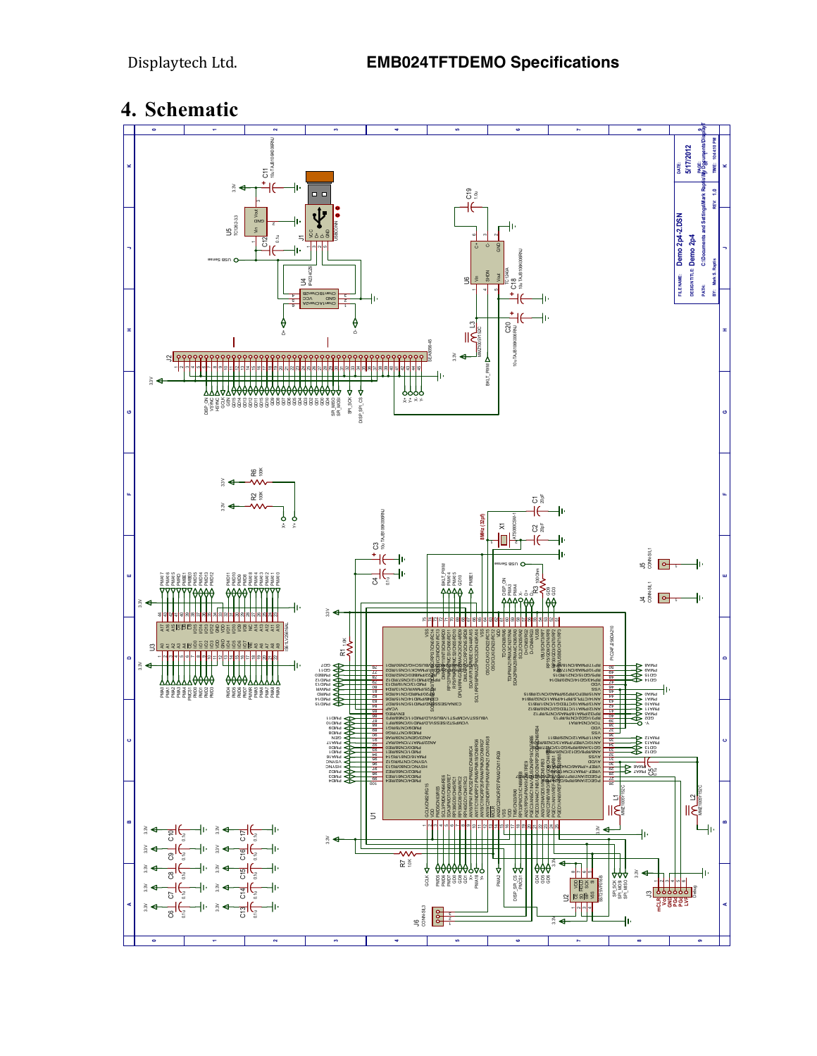# 4. Schematic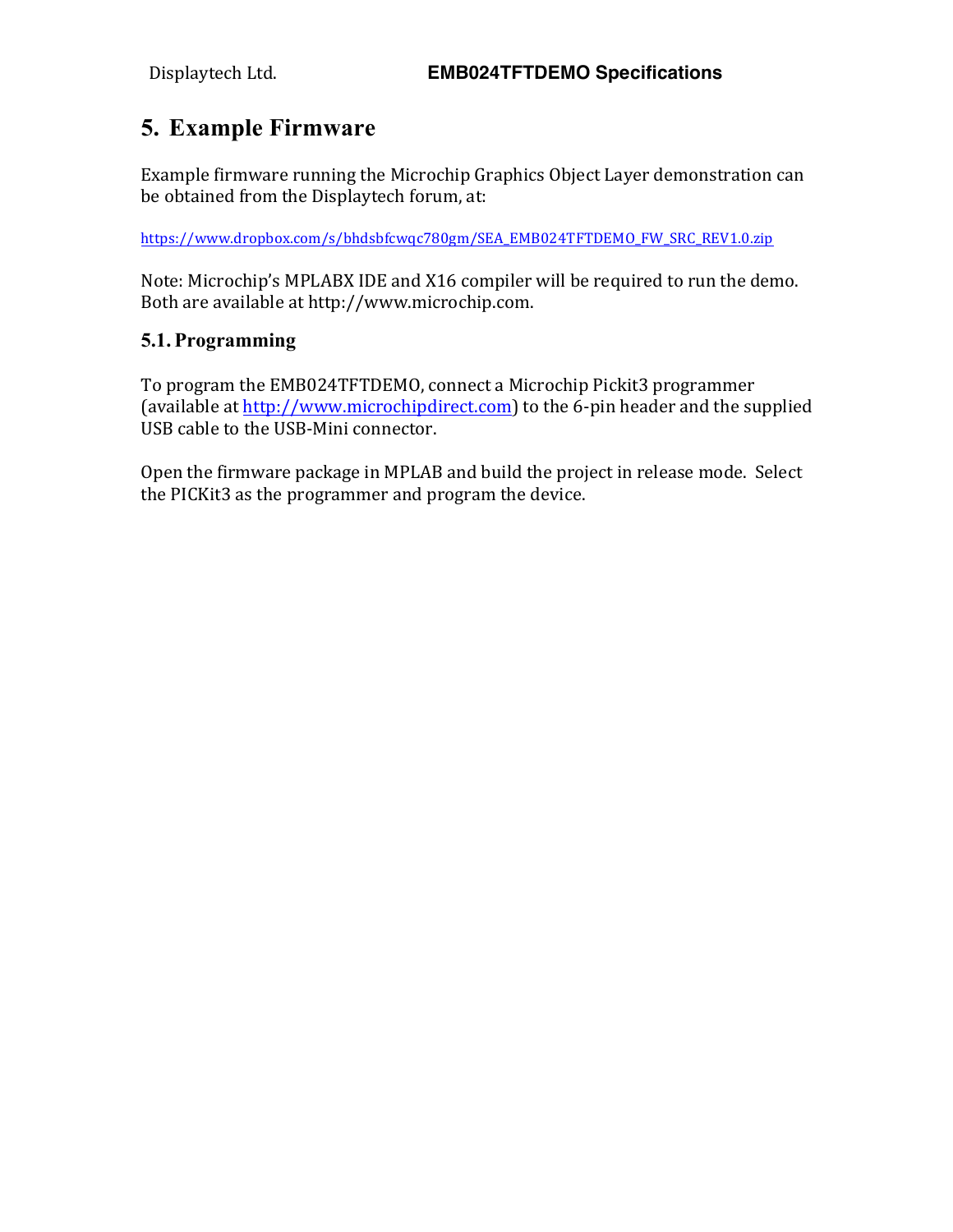# 5. Example Firmware

Example firmware running the Microchip Graphics Object Layer demonstration can be obtained from the Displaytech forum, at:

https://www.dropbox.com/s/bhdsbfcwqc780gm/SEA_EMB024TFTDEMO_FW_SRC_REV1.0.zip

Note: Microchip's MPLABX IDE and X16 compiler will be required to run the demo. Both are available at http://www.microchip.com.

## 5.1. Programming

To program the EMB024TFTDEMO, connect a Microchip Pickit3 programmer (available at http://www.microchipdirect.com) to the 6-pin header and the supplied USB cable to the USB-Mini connector.

Open the firmware package in MPLAB and build the project in release mode. Select the PICKit3 as the programmer and program the device.